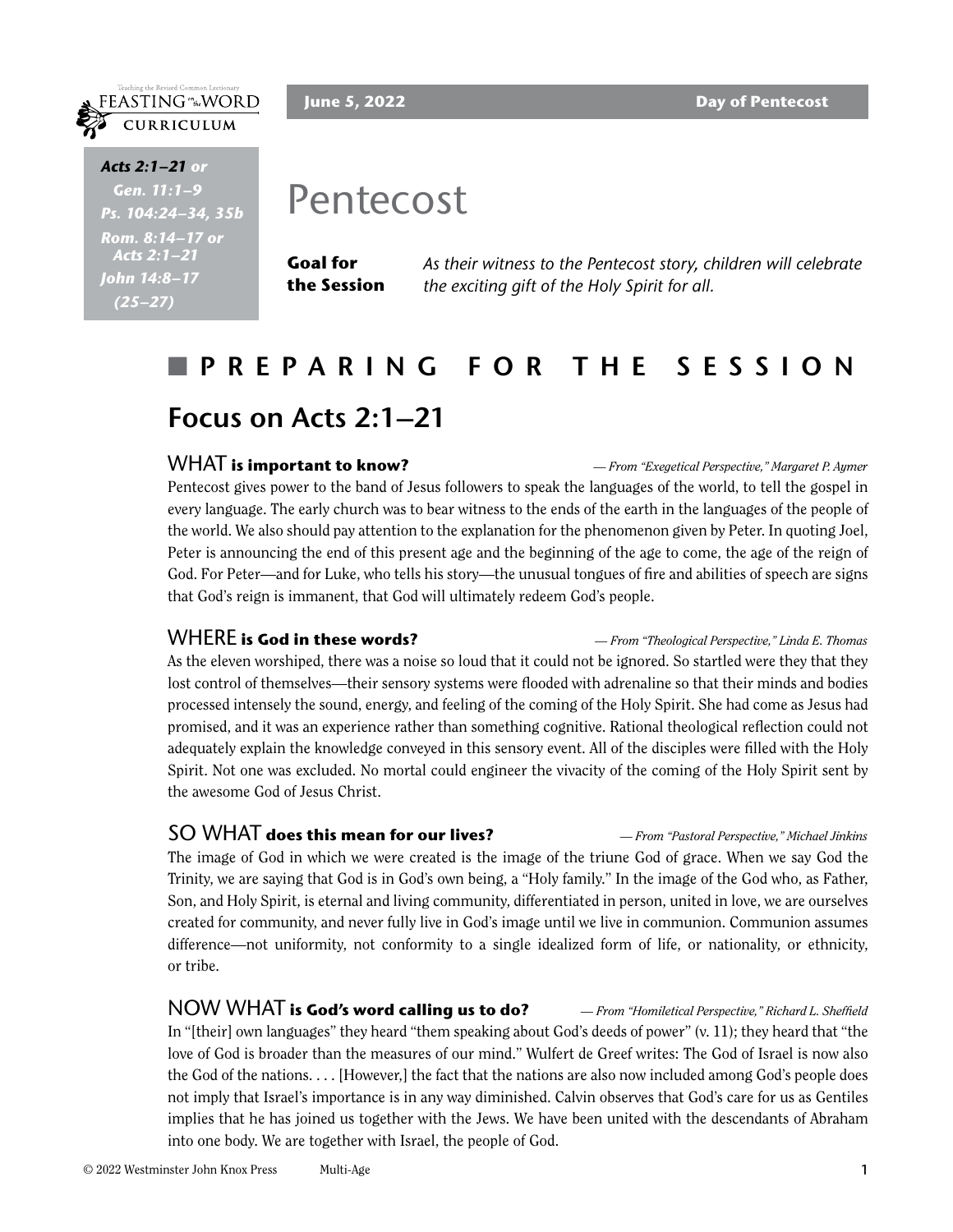Teaching the Revised Common Lectionary
FEASTING on the WORD
CURRICULUM

June 5, 2022 — Day of Pentecost

*Acts 2:1–21 or Gen. 11:1–9*
*Ps. 104:24–34, 35b*
*Rom. 8:14–17 or Acts 2:1–21*
*John 14:8–17 (25–27)*

# Pentecost

**Goal for the Session** *As their witness to the Pentecost story, children will celebrate the exciting gift of the Holy Spirit for all.*

## PREPARING FOR THE SESSION

## Focus on Acts 2:1–21

### WHAT is important to know?

*— From "Exegetical Perspective," Margaret P. Aymer*

Pentecost gives power to the band of Jesus followers to speak the languages of the world, to tell the gospel in every language. The early church was to bear witness to the ends of the earth in the languages of the people of the world. We also should pay attention to the explanation for the phenomenon given by Peter. In quoting Joel, Peter is announcing the end of this present age and the beginning of the age to come, the age of the reign of God. For Peter—and for Luke, who tells his story—the unusual tongues of fire and abilities of speech are signs that God's reign is immanent, that God will ultimately redeem God's people.

### WHERE is God in these words?

*— From "Theological Perspective," Linda E. Thomas*

As the eleven worshiped, there was a noise so loud that it could not be ignored. So startled were they that they lost control of themselves—their sensory systems were flooded with adrenaline so that their minds and bodies processed intensely the sound, energy, and feeling of the coming of the Holy Spirit. She had come as Jesus had promised, and it was an experience rather than something cognitive. Rational theological reflection could not adequately explain the knowledge conveyed in this sensory event. All of the disciples were filled with the Holy Spirit. Not one was excluded. No mortal could engineer the vivacity of the coming of the Holy Spirit sent by the awesome God of Jesus Christ.

### SO WHAT does this mean for our lives?

*— From "Pastoral Perspective," Michael Jinkins*

The image of God in which we were created is the image of the triune God of grace. When we say God the Trinity, we are saying that God is in God's own being, a "Holy family." In the image of the God who, as Father, Son, and Holy Spirit, is eternal and living community, differentiated in person, united in love, we are ourselves created for community, and never fully live in God's image until we live in communion. Communion assumes difference—not uniformity, not conformity to a single idealized form of life, or nationality, or ethnicity, or tribe.

### NOW WHAT is God's word calling us to do?

*— From "Homiletical Perspective," Richard L. Sheffield*

In "[their] own languages" they heard "them speaking about God's deeds of power" (v. 11); they heard that "the love of God is broader than the measures of our mind." Wulfert de Greef writes: The God of Israel is now also the God of the nations. . . . [However,] the fact that the nations are also now included among God's people does not imply that Israel's importance is in any way diminished. Calvin observes that God's care for us as Gentiles implies that he has joined us together with the Jews. We have been united with the descendants of Abraham into one body. We are together with Israel, the people of God.

© 2022 Westminster John Knox Press Multi-Age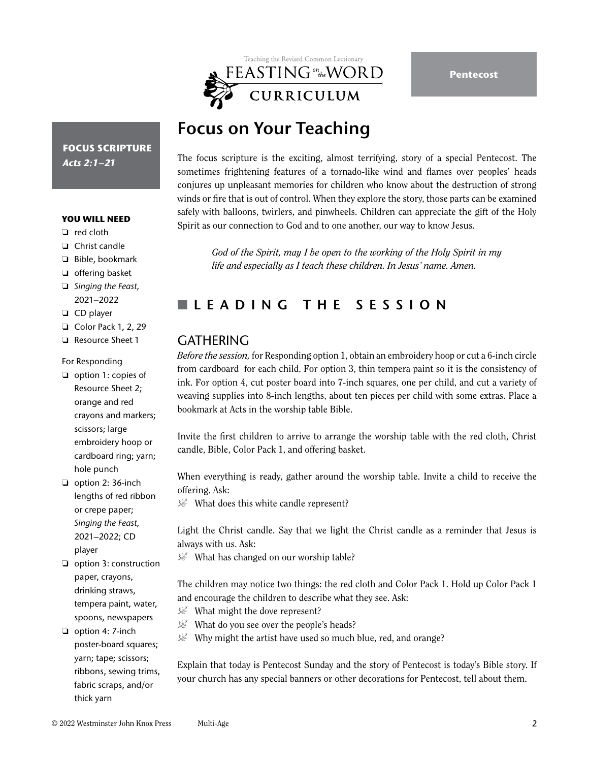Pentecost

# Focus on Your Teaching

**FOCUS SCRIPTURE**
***Acts 2:1–21***

**YOU WILL NEED**

- ❏ red cloth
- ❏ Christ candle
- ❏ Bible, bookmark
- ❏ offering basket
- ❏ *Singing the Feast,* 2021–2022
- ❏ CD player
- ❏ Color Pack 1, 2, 29
- ❏ Resource Sheet 1

For Responding

- ❏ option 1: copies of Resource Sheet 2; orange and red crayons and markers; scissors; large embroidery hoop or cardboard ring; yarn; hole punch
- ❏ option 2: 36-inch lengths of red ribbon or crepe paper; *Singing the Feast,* 2021–2022; CD player
- ❏ option 3: construction paper, crayons, drinking straws, tempera paint, water, spoons, newspapers
- ❏ option 4: 7-inch poster-board squares; yarn; tape; scissors; ribbons, sewing trims, fabric scraps, and/or thick yarn

The focus scripture is the exciting, almost terrifying, story of a special Pentecost. The sometimes frightening features of a tornado-like wind and flames over peoples' heads conjures up unpleasant memories for children who know about the destruction of strong winds or fire that is out of control. When they explore the story, those parts can be examined safely with balloons, twirlers, and pinwheels. Children can appreciate the gift of the Holy Spirit as our connection to God and to one another, our way to know Jesus.

> *God of the Spirit, may I be open to the working of the Holy Spirit in my life and especially as I teach these children. In Jesus' name. Amen.*

## LEADING THE SESSION

### GATHERING

*Before the session,* for Responding option 1, obtain an embroidery hoop or cut a 6-inch circle from cardboard for each child. For option 3, thin tempera paint so it is the consistency of ink. For option 4, cut poster board into 7-inch squares, one per child, and cut a variety of weaving supplies into 8-inch lengths, about ten pieces per child with some extras. Place a bookmark at Acts in the worship table Bible.

Invite the first children to arrive to arrange the worship table with the red cloth, Christ candle, Bible, Color Pack 1, and offering basket.

When everything is ready, gather around the worship table. Invite a child to receive the offering. Ask:

- What does this white candle represent?

Light the Christ candle. Say that we light the Christ candle as a reminder that Jesus is always with us. Ask:

- What has changed on our worship table?

The children may notice two things: the red cloth and Color Pack 1. Hold up Color Pack 1 and encourage the children to describe what they see. Ask:

- What might the dove represent?
- What do you see over the people's heads?
- Why might the artist have used so much blue, red, and orange?

Explain that today is Pentecost Sunday and the story of Pentecost is today's Bible story. If your church has any special banners or other decorations for Pentecost, tell about them.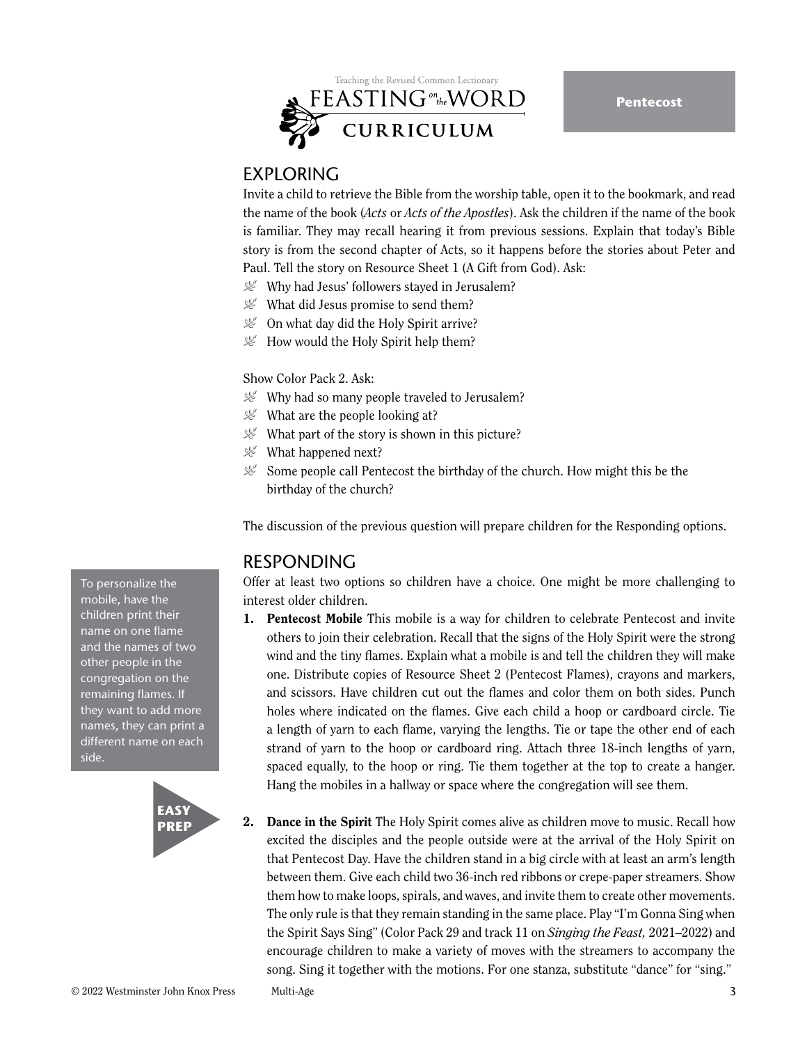## EXPLORING

Invite a child to retrieve the Bible from the worship table, open it to the bookmark, and read the name of the book (*Acts* or *Acts of the Apostles*). Ask the children if the name of the book is familiar. They may recall hearing it from previous sessions. Explain that today's Bible story is from the second chapter of Acts, so it happens before the stories about Peter and Paul. Tell the story on Resource Sheet 1 (A Gift from God). Ask:

- Why had Jesus' followers stayed in Jerusalem?
- What did Jesus promise to send them?
- On what day did the Holy Spirit arrive?
- How would the Holy Spirit help them?

Show Color Pack 2. Ask:

- Why had so many people traveled to Jerusalem?
- What are the people looking at?
- What part of the story is shown in this picture?
- What happened next?
- Some people call Pentecost the birthday of the church. How might this be the birthday of the church?

The discussion of the previous question will prepare children for the Responding options.

## RESPONDING

Offer at least two options so children have a choice. One might be more challenging to interest older children.

> To personalize the mobile, have the children print their name on one flame and the names of two other people in the congregation on the remaining flames. If they want to add more names, they can print a different name on each side.

1. **Pentecost Mobile** This mobile is a way for children to celebrate Pentecost and invite others to join their celebration. Recall that the signs of the Holy Spirit were the strong wind and the tiny flames. Explain what a mobile is and tell the children they will make one. Distribute copies of Resource Sheet 2 (Pentecost Flames), crayons and markers, and scissors. Have children cut out the flames and color them on both sides. Punch holes where indicated on the flames. Give each child a hoop or cardboard circle. Tie a length of yarn to each flame, varying the lengths. Tie or tape the other end of each strand of yarn to the hoop or cardboard ring. Attach three 18-inch lengths of yarn, spaced equally, to the hoop or ring. Tie them together at the top to create a hanger. Hang the mobiles in a hallway or space where the congregation will see them.

**EASY PREP**

2. **Dance in the Spirit** The Holy Spirit comes alive as children move to music. Recall how excited the disciples and the people outside were at the arrival of the Holy Spirit on that Pentecost Day. Have the children stand in a big circle with at least an arm's length between them. Give each child two 36-inch red ribbons or crepe-paper streamers. Show them how to make loops, spirals, and waves, and invite them to create other movements. The only rule is that they remain standing in the same place. Play "I'm Gonna Sing when the Spirit Says Sing" (Color Pack 29 and track 11 on *Singing the Feast,* 2021–2022) and encourage children to make a variety of moves with the streamers to accompany the song. Sing it together with the motions. For one stanza, substitute "dance" for "sing."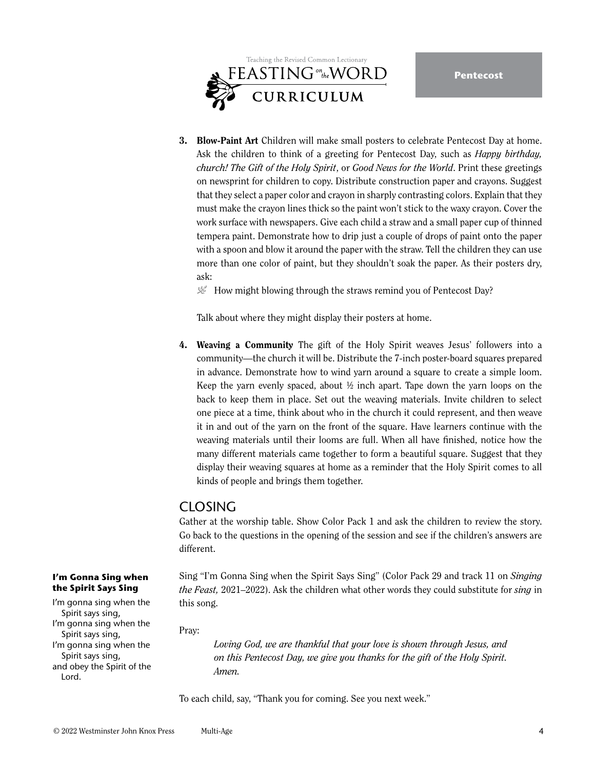3. **Blow-Paint Art** Children will make small posters to celebrate Pentecost Day at home. Ask the children to think of a greeting for Pentecost Day, such as *Happy birthday, church! The Gift of the Holy Spirit*, or *Good News for the World*. Print these greetings on newsprint for children to copy. Distribute construction paper and crayons. Suggest that they select a paper color and crayon in sharply contrasting colors. Explain that they must make the crayon lines thick so the paint won't stick to the waxy crayon. Cover the work surface with newspapers. Give each child a straw and a small paper cup of thinned tempera paint. Demonstrate how to drip just a couple of drops of paint onto the paper with a spoon and blow it around the paper with the straw. Tell the children they can use more than one color of paint, but they shouldn't soak the paper. As their posters dry, ask:
   - How might blowing through the straws remind you of Pentecost Day?

   Talk about where they might display their posters at home.

4. **Weaving a Community** The gift of the Holy Spirit weaves Jesus' followers into a community—the church it will be. Distribute the 7-inch poster-board squares prepared in advance. Demonstrate how to wind yarn around a square to create a simple loom. Keep the yarn evenly spaced, about ½ inch apart. Tape down the yarn loops on the back to keep them in place. Set out the weaving materials. Invite children to select one piece at a time, think about who in the church it could represent, and then weave it in and out of the yarn on the front of the square. Have learners continue with the weaving materials until their looms are full. When all have finished, notice how the many different materials came together to form a beautiful square. Suggest that they display their weaving squares at home as a reminder that the Holy Spirit comes to all kinds of people and brings them together.

## CLOSING

Gather at the worship table. Show Color Pack 1 and ask the children to review the story. Go back to the questions in the opening of the session and see if the children's answers are different.

Sing "I'm Gonna Sing when the Spirit Says Sing" (Color Pack 29 and track 11 on *Singing the Feast,* 2021–2022). Ask the children what other words they could substitute for *sing* in this song.

**I'm Gonna Sing when the Spirit Says Sing**

I'm gonna sing when the Spirit says sing,
I'm gonna sing when the Spirit says sing,
I'm gonna sing when the Spirit says sing,
and obey the Spirit of the Lord.

Pray:

> *Loving God, we are thankful that your love is shown through Jesus, and on this Pentecost Day, we give you thanks for the gift of the Holy Spirit. Amen.*

To each child, say, "Thank you for coming. See you next week."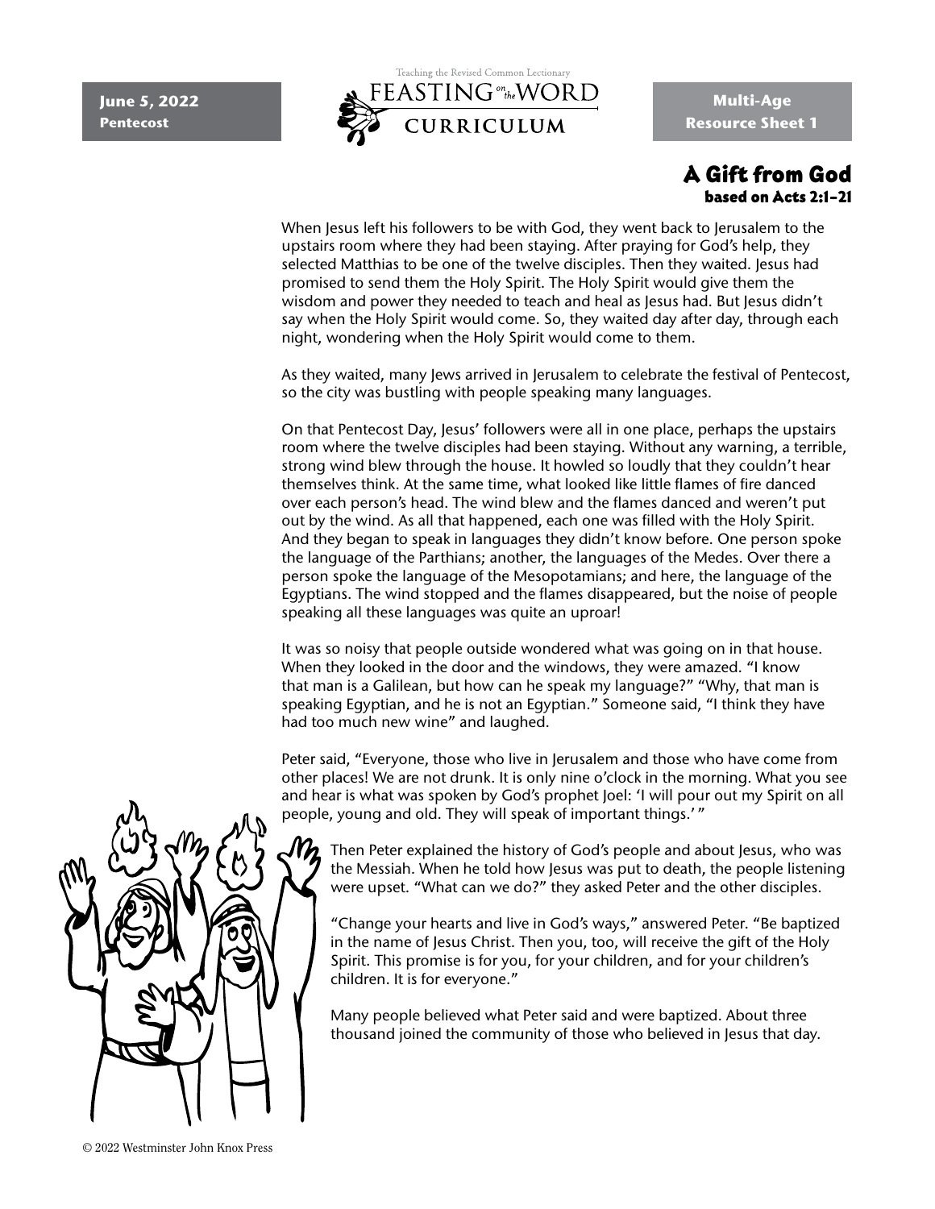# A Gift from God

**based on Acts 2:1–21**

When Jesus left his followers to be with God, they went back to Jerusalem to the upstairs room where they had been staying. After praying for God's help, they selected Matthias to be one of the twelve disciples. Then they waited. Jesus had promised to send them the Holy Spirit. The Holy Spirit would give them the wisdom and power they needed to teach and heal as Jesus had. But Jesus didn't say when the Holy Spirit would come. So, they waited day after day, through each night, wondering when the Holy Spirit would come to them.

As they waited, many Jews arrived in Jerusalem to celebrate the festival of Pentecost, so the city was bustling with people speaking many languages.

On that Pentecost Day, Jesus' followers were all in one place, perhaps the upstairs room where the twelve disciples had been staying. Without any warning, a terrible, strong wind blew through the house. It howled so loudly that they couldn't hear themselves think. At the same time, what looked like little flames of fire danced over each person's head. The wind blew and the flames danced and weren't put out by the wind. As all that happened, each one was filled with the Holy Spirit. And they began to speak in languages they didn't know before. One person spoke the language of the Parthians; another, the languages of the Medes. Over there a person spoke the language of the Mesopotamians; and here, the language of the Egyptians. The wind stopped and the flames disappeared, but the noise of people speaking all these languages was quite an uproar!

It was so noisy that people outside wondered what was going on in that house. When they looked in the door and the windows, they were amazed. "I know that man is a Galilean, but how can he speak my language?" "Why, that man is speaking Egyptian, and he is not an Egyptian." Someone said, "I think they have had too much new wine" and laughed.

Peter said, "Everyone, those who live in Jerusalem and those who have come from other places! We are not drunk. It is only nine o'clock in the morning. What you see and hear is what was spoken by God's prophet Joel: 'I will pour out my Spirit on all people, young and old. They will speak of important things.' "

Then Peter explained the history of God's people and about Jesus, who was the Messiah. When he told how Jesus was put to death, the people listening were upset. "What can we do?" they asked Peter and the other disciples.

"Change your hearts and live in God's ways," answered Peter. "Be baptized in the name of Jesus Christ. Then you, too, will receive the gift of the Holy Spirit. This promise is for you, for your children, and for your children's children. It is for everyone."

Many people believed what Peter said and were baptized. About three thousand joined the community of those who believed in Jesus that day.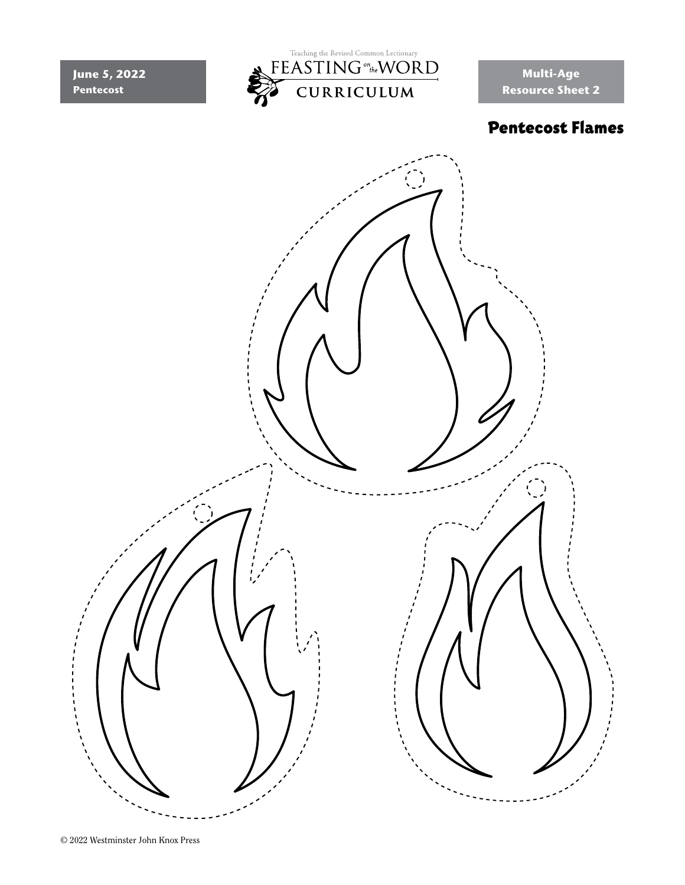June 5, 2022
Pentecost

Teaching the Revised Common Lectionary
FEASTING on the WORD
CURRICULUM

Multi-Age
Resource Sheet 2

## Pentecost Flames

© 2022 Westminster John Knox Press